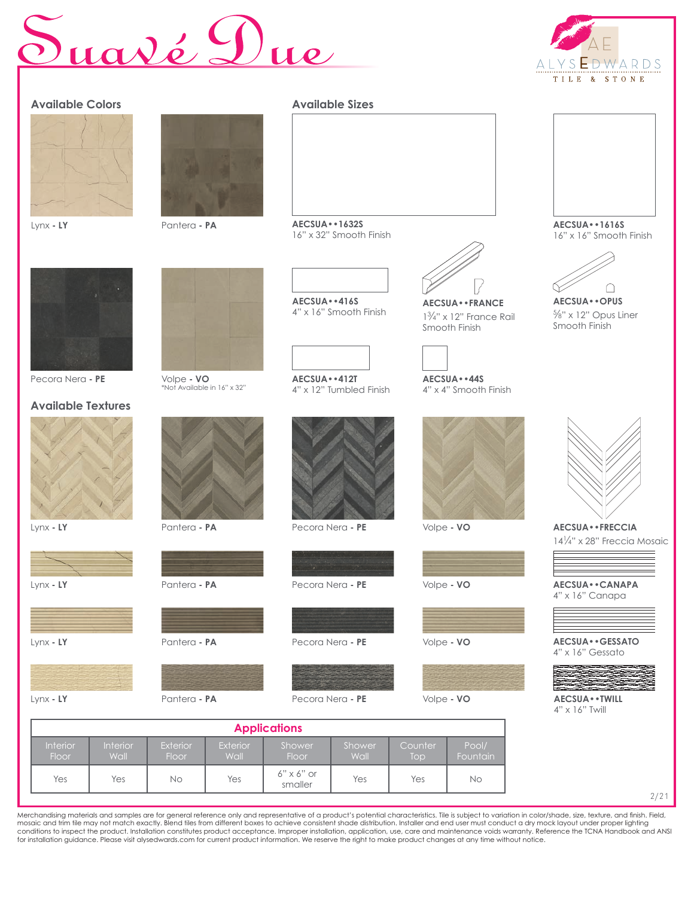# Suavé Due

ALYS EDWARDS TILE & STONE

## Available Colors

- Lynx - **LY**
- Pantera - **PA**
- Pecora Nera - **PE**
- Volpe - **VO**
  *Not Available in 16" x 32"

## Available Sizes

**AECSUA••1632S**
16" x 32" Smooth Finish

**AECSUA••1616S**
16" x 16" Smooth Finish

**AECSUA••416S**
4" x 16" Smooth Finish

**AECSUA••FRANCE**
1¾" x 12" France Rail Smooth Finish

**AECSUA••OPUS**
⅝" x 12" Opus Liner Smooth Finish

**AECSUA••412T**
4" x 12" Tumbled Finish

**AECSUA••44S**
4" x 4" Smooth Finish

## Available Textures

Lynx - **LY** | Pantera - **PA** | Pecora Nera - **PE** | Volpe - **VO**

**AECSUA••FRECCIA**
14¼" x 28" Freccia Mosaic

Lynx - **LY** | Pantera - **PA** | Pecora Nera - **PE** | Volpe - **VO**

**AECSUA••CANAPA**
4" x 16" Canapa

Lynx - **LY** | Pantera - **PA** | Pecora Nera - **PE** | Volpe - **VO**

**AECSUA••GESSATO**
4" x 16" Gessato

Lynx - **LY** | Pantera - **PA** | Pecora Nera - **PE** | Volpe - **VO**

**AECSUA••TWILL**
4" x 16" Twill

## Applications

| Interior Floor | Interior Wall | Exterior Floor | Exterior Wall | Shower Floor | Shower Wall | Counter Top | Pool/ Fountain |
|---|---|---|---|---|---|---|---|
| Yes | Yes | No | Yes | 6" x 6" or smaller | Yes | Yes | No |

2/21

Merchandising materials and samples are for general reference only and representative of a product's potential characteristics. Tile is subject to variation in color/shade, size, texture, and finish. Field, mosaic and trim tile may not match exactly. Blend tiles from different boxes to achieve consistent shade distribution. Installer and end user must conduct a dry mock layout under proper lighting conditions to inspect the product. Installation constitutes product acceptance. Improper installation, application, use, care and maintenance voids warranty. Reference the TCNA Handbook and ANSI for installation guidance. Please visit alysedwards.com for current product information. We reserve the right to make product changes at any time without notice.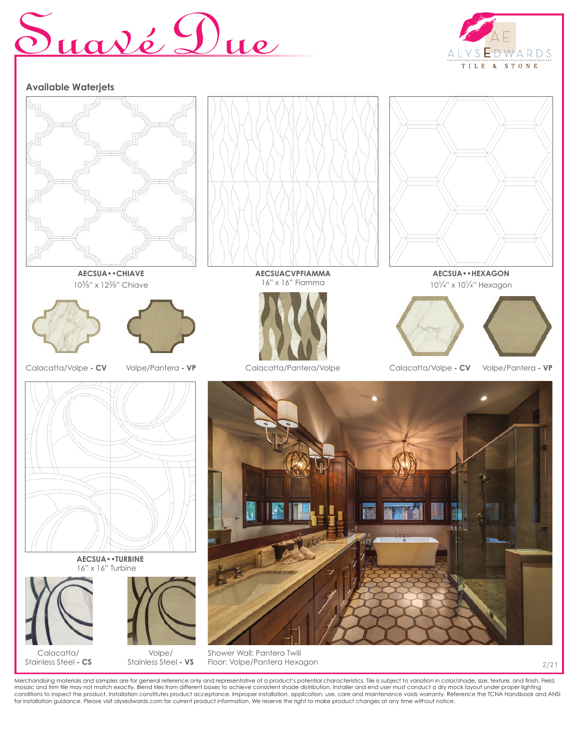# Suavé Due

ALYSEDWARDS TILE & STONE

## Available Waterjets

**AECSUA••CHIAVE**
10⅜" x 12⅜" Chiave

Calacatta/Volpe **- CV**

Volpe/Pantera **- VP**

**AECSUACVPFIAMMA**
16" x 16" Fiamma

Calacatta/Pantera/Volpe

**AECSUA••HEXAGON**
10¼" x 10¼" Hexagon

Calacatta/Volpe **- CV**

Volpe/Pantera **- VP**

**AECSUA••TURBINE**
16" x 16" Turbine

Calacatta/ Stainless Steel **- CS**

Volpe/ Stainless Steel **- VS**

Shower Wall: Pantera Twill
Floor: Volpe/Pantera Hexagon

2/21

Merchandising materials and samples are for general reference only and representative of a product's potential characteristics. Tile is subject to variation in color/shade, size, texture, and finish. Field, mosaic and trim tile may not match exactly. Blend tiles from different boxes to achieve consistent shade distribution. Installer and end user must conduct a dry mock layout under proper lighting conditions to inspect the product. Installation constitutes product acceptance. Improper installation, application, use, care and maintenance voids warranty. Reference the TCNA Handbook and ANSI for installation guidance. Please visit alysedwards.com for current product information. We reserve the right to make product changes at any time without notice.